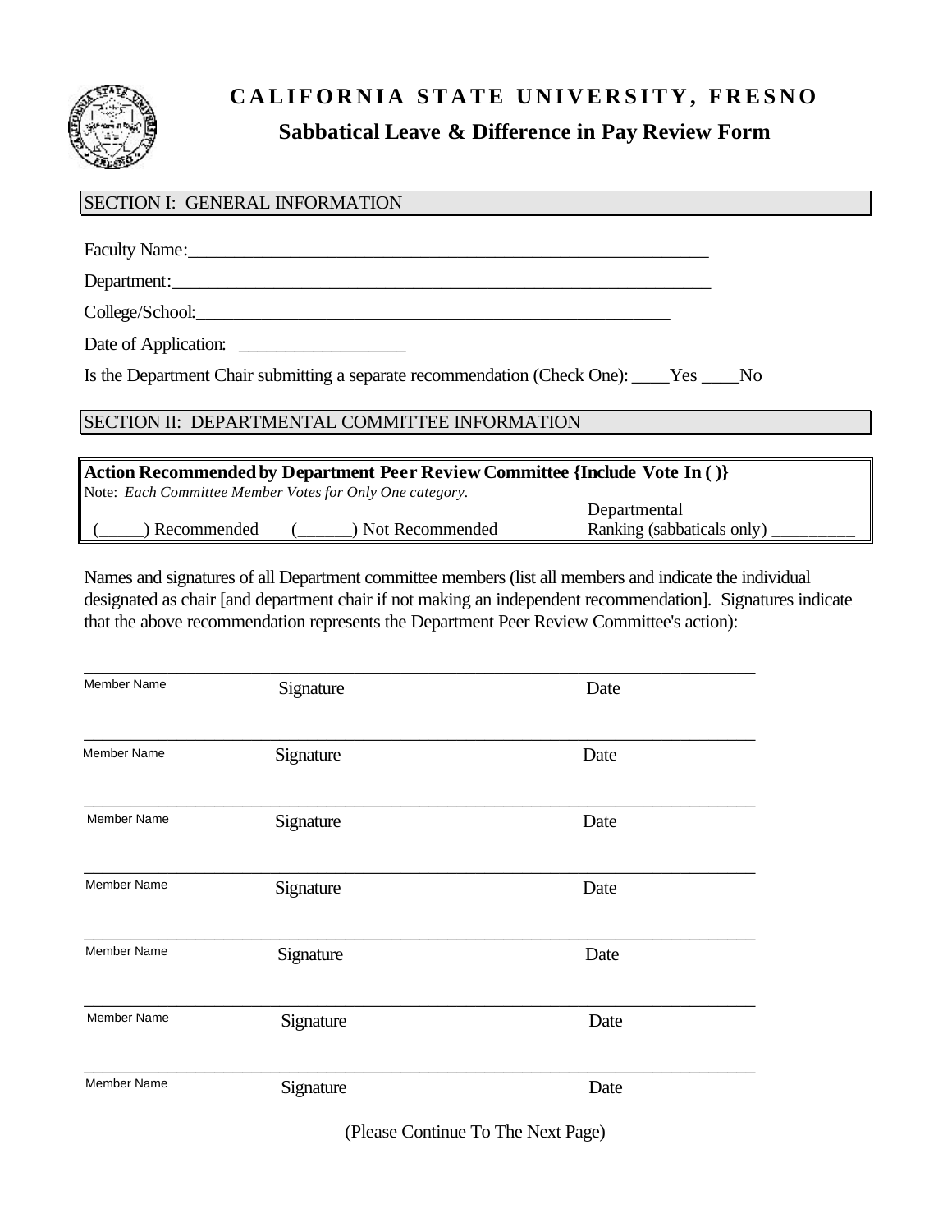# CALIFORNIA STATE UNIVERSITY, FRESNO

## Sabbatical Leave & Difference in Pay Review Form

### SECTION I: GENERAL INFORMATION

Faculty Name:\_\_\_\_\_\_\_\_\_\_\_\_\_\_\_\_\_\_\_\_\_\_\_\_\_\_\_\_\_\_\_\_\_\_\_\_\_\_\_\_\_\_\_\_\_\_\_\_\_\_\_\_\_\_\_\_

Department:\_\_\_\_\_\_\_\_\_\_\_\_\_\_\_\_\_\_\_\_\_\_\_\_\_\_\_\_\_\_\_\_\_\_\_\_\_\_\_\_\_\_\_\_\_\_\_\_\_\_\_\_\_\_\_\_\_\_

College/School:\_\_\_\_\_\_\_\_\_\_\_\_\_\_\_\_\_\_\_\_\_\_\_\_\_\_\_\_\_\_\_\_\_\_\_\_\_\_\_\_\_\_\_\_\_\_\_\_\_\_

Date of Application: \_\_\_\_\_\_\_\_\_\_\_\_\_\_\_\_\_\_

Is the Department Chair submitting a separate recommendation (Check One): \_\_\_\_Yes \_\_\_\_No

### SECTION II: DEPARTMENTAL COMMITTEE INFORMATION

**Action Recommended by Department Peer Review Committee {Include Vote In ( )}**

Note: *Each Committee Member Votes for Only One category.*

(\_\_\_\_\_) Recommended (\_\_\_\_\_\_) Not Recommended Departmental Ranking (sabbaticals only) \_\_\_\_\_\_\_\_\_

Names and signatures of all Department committee members (list all members and indicate the individual designated as chair [and department chair if not making an independent recommendation]. Signatures indicate that the above recommendation represents the Department Peer Review Committee's action):

| Member Name | Signature | Date |
|---|---|---|
| | | |
| | | |
| | | |
| | | |
| | | |
| | | |
| | | |

(Please Continue To The Next Page)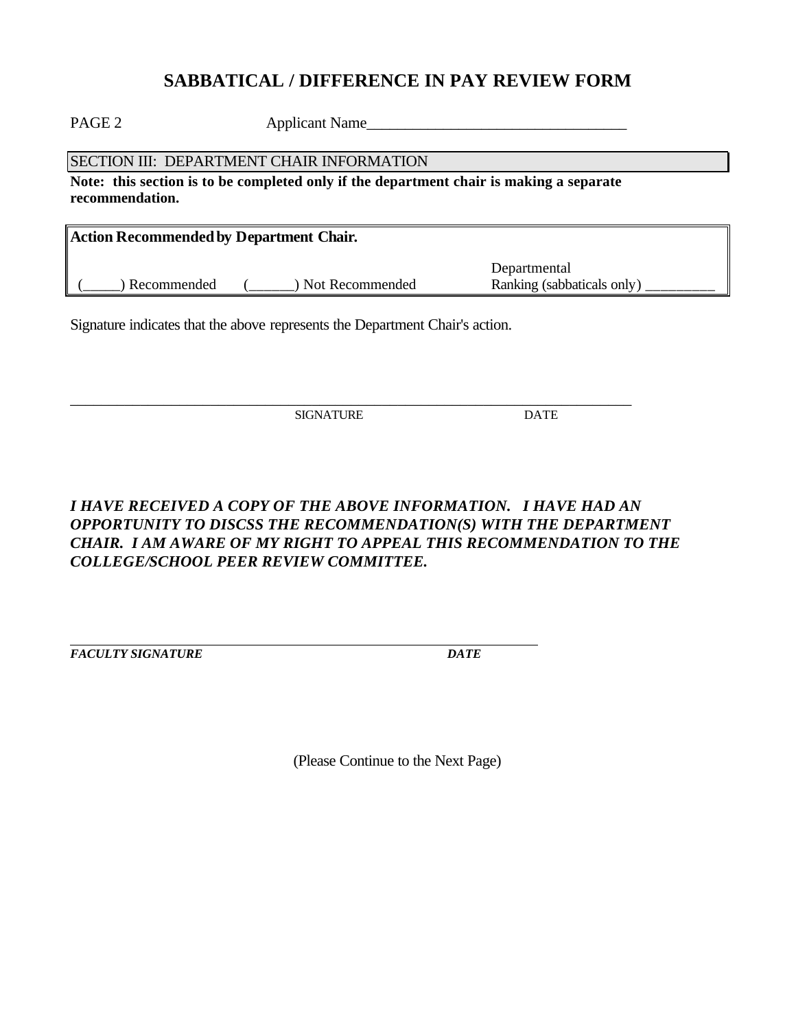# SABBATICAL / DIFFERENCE IN PAY REVIEW FORM

PAGE 2 Applicant Name_________________________________

SECTION III: DEPARTMENT CHAIR INFORMATION

**Note: this section is to be completed only if the department chair is making a separate recommendation.**

| **Action Recommended by Department Chair.** | | |
|---|---|---|
| (_____) Recommended | (______) Not Recommended | Departmental Ranking (sabbaticals only) _________ |

Signature indicates that the above represents the Department Chair's action.

___________________________________________________________________________

SIGNATURE DATE

***I HAVE RECEIVED A COPY OF THE ABOVE INFORMATION. I HAVE HAD AN OPPORTUNITY TO DISCSS THE RECOMMENDATION(S) WITH THE DEPARTMENT CHAIR. I AM AWARE OF MY RIGHT TO APPEAL THIS RECOMMENDATION TO THE COLLEGE/SCHOOL PEER REVIEW COMMITTEE.***

___________________________________________________________________________

***FACULTY SIGNATURE*** ***DATE***

(Please Continue to the Next Page)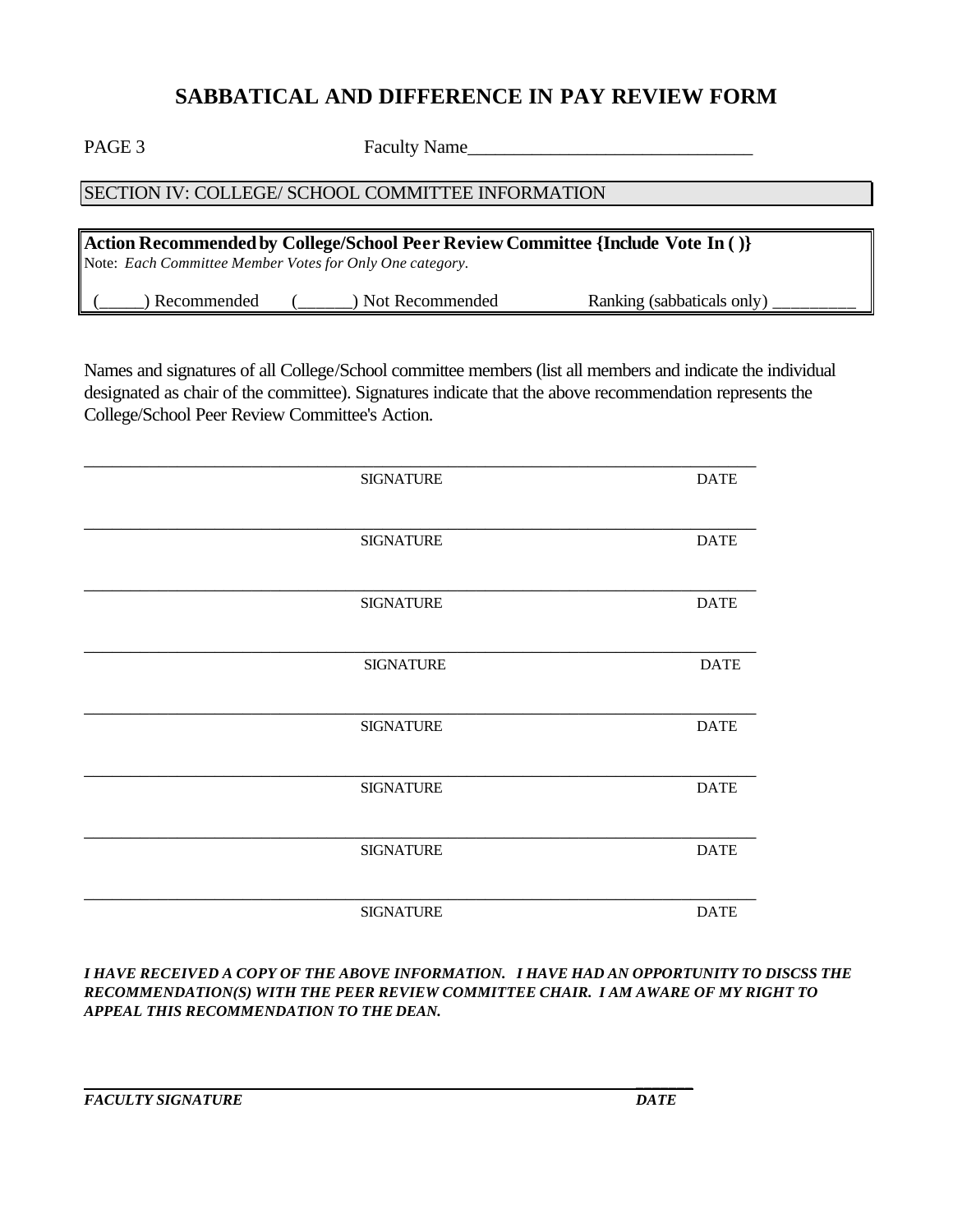# SABBATICAL AND DIFFERENCE IN PAY REVIEW FORM

PAGE 3 Faculty Name______________________________

SECTION IV: COLLEGE/ SCHOOL COMMITTEE INFORMATION

**Action Recommended by College/School Peer Review Committee {Include Vote In ( )}**
Note: *Each Committee Member Votes for Only One category.*

(_____) Recommended (______) Not Recommended Ranking (sabbaticals only) _________

Names and signatures of all College/School committee members (list all members and indicate the individual designated as chair of the committee). Signatures indicate that the above recommendation represents the College/School Peer Review Committee's Action.

______________________________________________________________________
SIGNATURE DATE

______________________________________________________________________
SIGNATURE DATE

______________________________________________________________________
SIGNATURE DATE

______________________________________________________________________
SIGNATURE DATE

______________________________________________________________________
SIGNATURE DATE

______________________________________________________________________
SIGNATURE DATE

______________________________________________________________________
SIGNATURE DATE

______________________________________________________________________
SIGNATURE DATE

***I HAVE RECEIVED A COPY OF THE ABOVE INFORMATION. I HAVE HAD AN OPPORTUNITY TO DISCSS THE RECOMMENDATION(S) WITH THE PEER REVIEW COMMITTEE CHAIR. I AM AWARE OF MY RIGHT TO APPEAL THIS RECOMMENDATION TO THE DEAN.***

______________________________________________________________________
***FACULTY SIGNATURE*** ***DATE***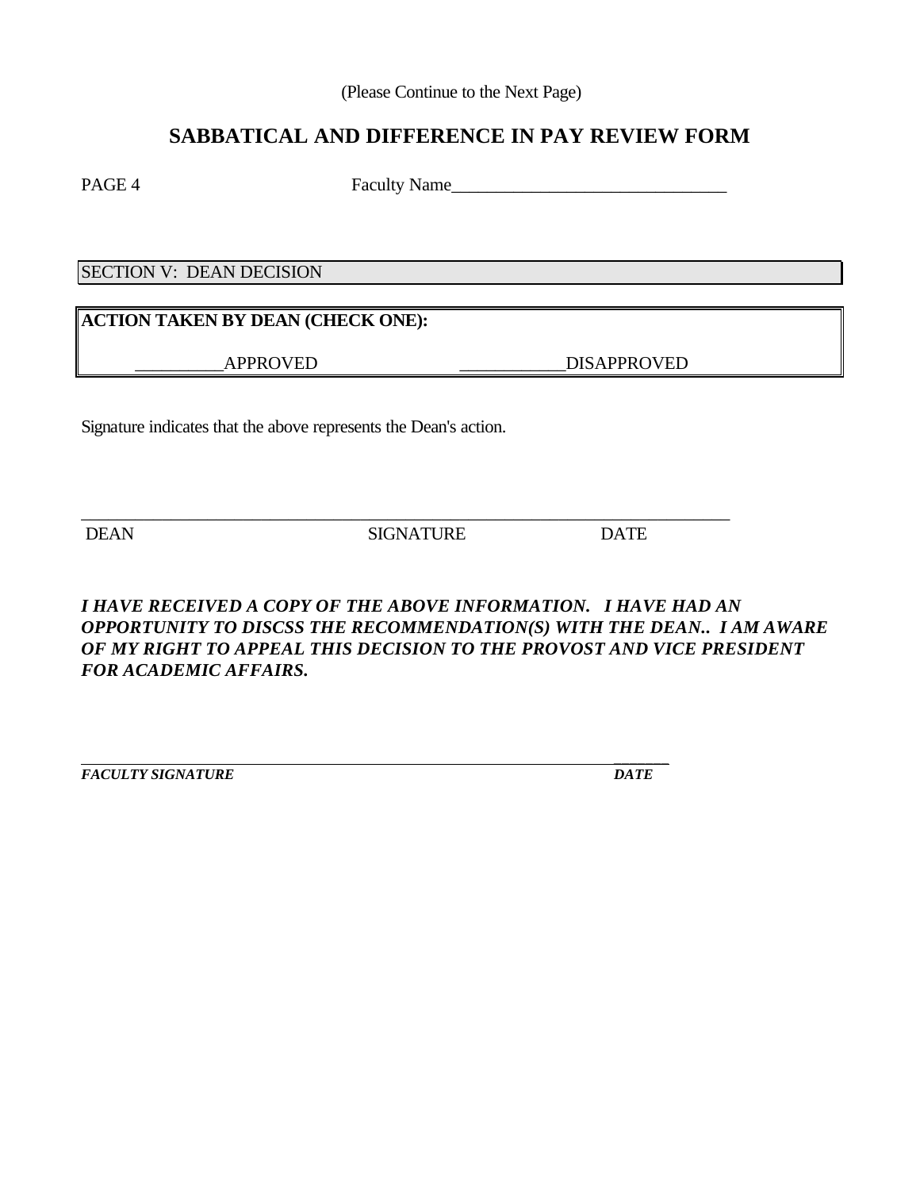(Please Continue to the Next Page)

## SABBATICAL AND DIFFERENCE IN PAY REVIEW FORM

PAGE 4 Faculty Name_______________________________

SECTION V: DEAN DECISION

**ACTION TAKEN BY DEAN (CHECK ONE):**

__________APPROVED ____________DISAPPROVED

Signature indicates that the above represents the Dean's action.

___________________________________________________________________________

DEAN SIGNATURE DATE

***I HAVE RECEIVED A COPY OF THE ABOVE INFORMATION. I HAVE HAD AN OPPORTUNITY TO DISCSS THE RECOMMENDATION(S) WITH THE DEAN.. I AM AWARE OF MY RIGHT TO APPEAL THIS DECISION TO THE PROVOST AND VICE PRESIDENT FOR ACADEMIC AFFAIRS.***

___________________________________________________________________________

***FACULTY SIGNATURE DATE***